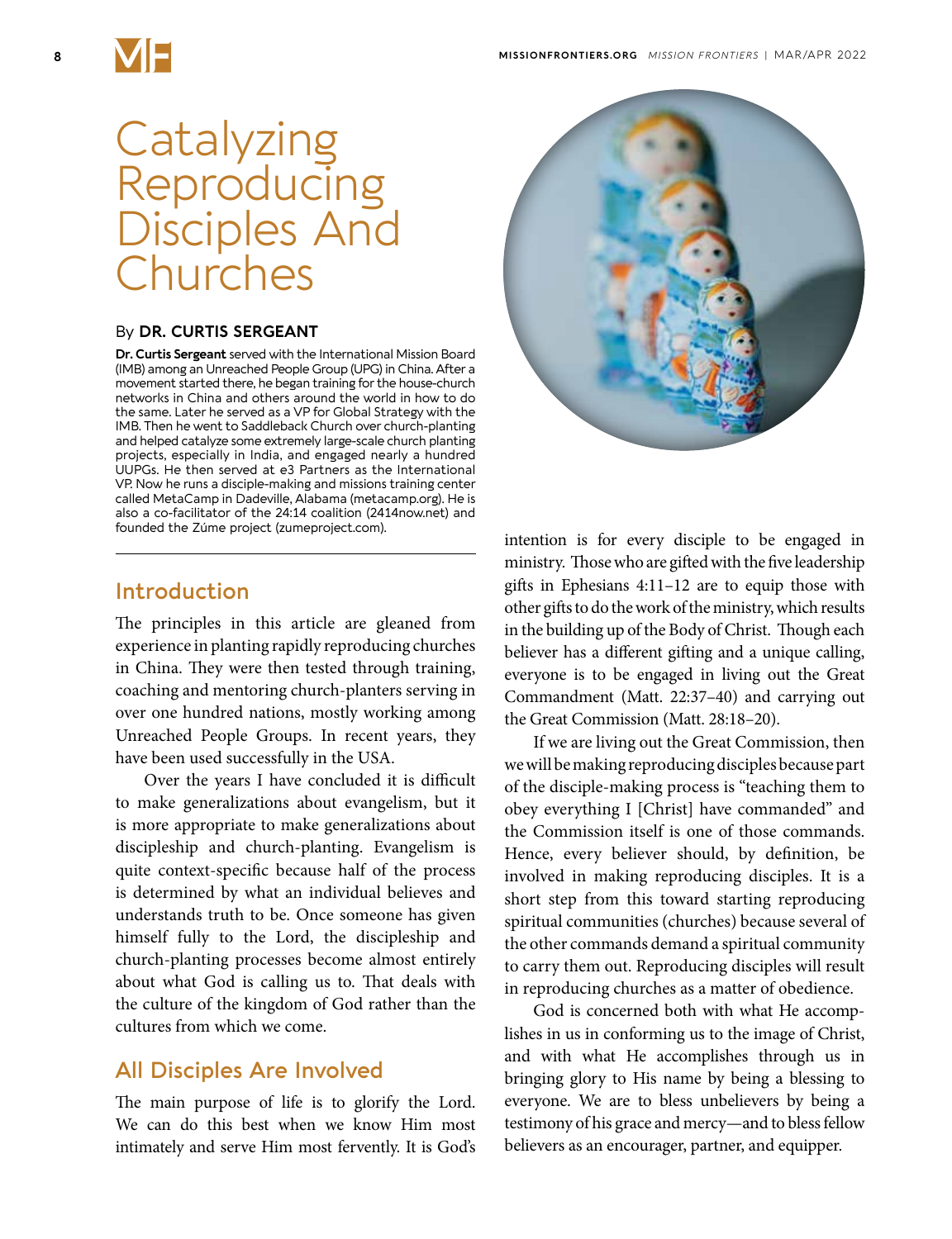# Catalyzing Reproducing Disciples And Churches

By **DR. CURTIS SERGEANT**

**Dr. Curtis Sergeant** served with the International Mission Board (IMB) among an Unreached People Group (UPG) in China. After a movement started there, he began training for the house-church networks in China and others around the world in how to do the same. Later he served as a VP for Global Strategy with the IMB. Then he went to Saddleback Church over church-planting and helped catalyze some extremely large-scale church planting projects, especially in India, and engaged nearly a hundred UUPGs. He then served at e3 Partners as the International VP. Now he runs a disciple-making and missions training center called MetaCamp in Dadeville, Alabama (metacamp.org). He is also a co-facilitator of the 24:14 coalition (2414now.net) and founded the Zúme project (zumeproject.com).

## Introduction

The principles in this article are gleaned from experience in planting rapidly reproducing churches in China. They were then tested through training, coaching and mentoring church-planters serving in over one hundred nations, mostly working among Unreached People Groups. In recent years, they have been used successfully in the USA.

Over the years I have concluded it is difficult to make generalizations about evangelism, but it is more appropriate to make generalizations about discipleship and church-planting. Evangelism is quite context-specific because half of the process is determined by what an individual believes and understands truth to be. Once someone has given himself fully to the Lord, the discipleship and church-planting processes become almost entirely about what God is calling us to. That deals with the culture of the kingdom of God rather than the cultures from which we come.

## All Disciples Are Involved

The main purpose of life is to glorify the Lord. We can do this best when we know Him most intimately and serve Him most fervently. It is God's intention is for every disciple to be engaged in ministry. Those who are gifted with the five leadership gifts in Ephesians 4:11–12 are to equip those with other gifts to do the work of the ministry, which results in the building up of the Body of Christ. Though each believer has a different gifting and a unique calling, everyone is to be engaged in living out the Great Commandment (Matt. 22:37–40) and carrying out the Great Commission (Matt. 28:18–20).

If we are living out the Great Commission, then we will be making reproducing disciples because part of the disciple-making process is "teaching them to obey everything I [Christ] have commanded" and the Commission itself is one of those commands. Hence, every believer should, by definition, be involved in making reproducing disciples. It is a short step from this toward starting reproducing spiritual communities (churches) because several of the other commands demand a spiritual community to carry them out. Reproducing disciples will result in reproducing churches as a matter of obedience.

God is concerned both with what He accomplishes in us in conforming us to the image of Christ, and with what He accomplishes through us in bringing glory to His name by being a blessing to everyone. We are to bless unbelievers by being a testimony of his grace and mercy—and to bless fellow believers as an encourager, partner, and equipper.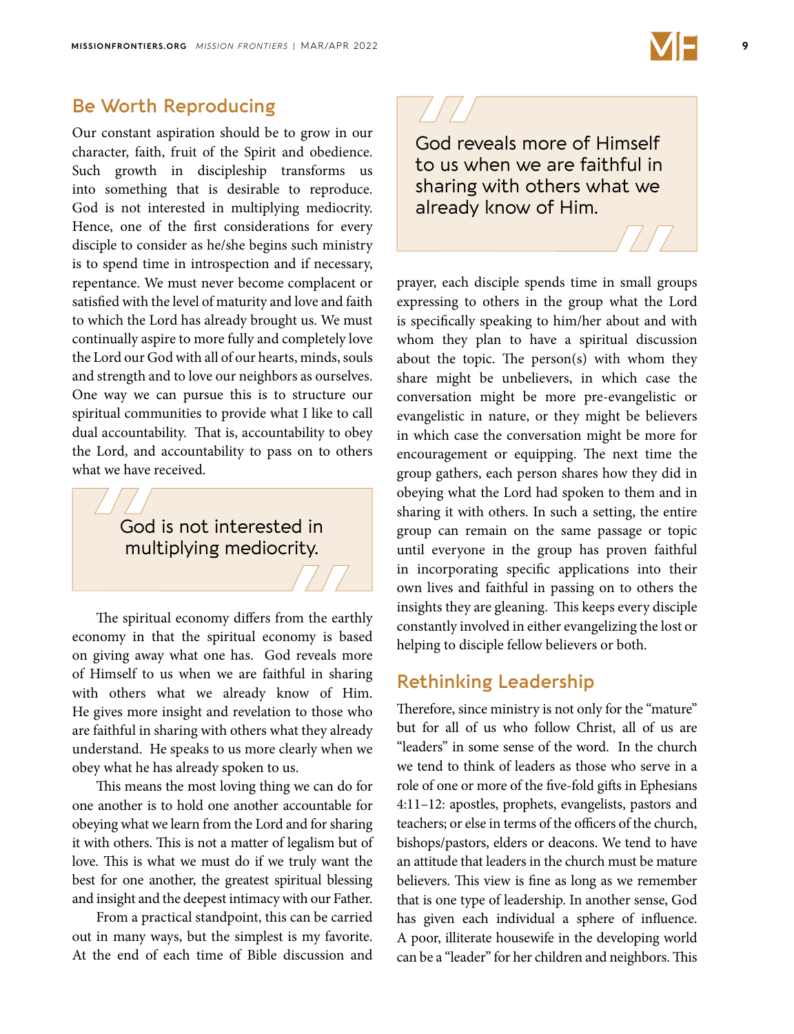## Be Worth Reproducing

Our constant aspiration should be to grow in our character, faith, fruit of the Spirit and obedience. Such growth in discipleship transforms us into something that is desirable to reproduce. God is not interested in multiplying mediocrity. Hence, one of the first considerations for every disciple to consider as he/she begins such ministry is to spend time in introspection and if necessary, repentance. We must never become complacent or satisfied with the level of maturity and love and faith to which the Lord has already brought us. We must continually aspire to more fully and completely love the Lord our God with all of our hearts, minds, souls and strength and to love our neighbors as ourselves. One way we can pursue this is to structure our spiritual communities to provide what I like to call dual accountability. That is, accountability to obey the Lord, and accountability to pass on to others what we have received.

> God is not interested in multiplying mediocrity.

The spiritual economy differs from the earthly economy in that the spiritual economy is based on giving away what one has. God reveals more of Himself to us when we are faithful in sharing with others what we already know of Him. He gives more insight and revelation to those who are faithful in sharing with others what they already understand. He speaks to us more clearly when we obey what he has already spoken to us.

This means the most loving thing we can do for one another is to hold one another accountable for obeying what we learn from the Lord and for sharing it with others. This is not a matter of legalism but of love. This is what we must do if we truly want the best for one another, the greatest spiritual blessing and insight and the deepest intimacy with our Father.

From a practical standpoint, this can be carried out in many ways, but the simplest is my favorite. At the end of each time of Bible discussion and prayer, each disciple spends time in small groups expressing to others in the group what the Lord is specifically speaking to him/her about and with whom they plan to have a spiritual discussion about the topic. The person(s) with whom they share might be unbelievers, in which case the conversation might be more pre-evangelistic or evangelistic in nature, or they might be believers in which case the conversation might be more for encouragement or equipping. The next time the group gathers, each person shares how they did in obeying what the Lord had spoken to them and in sharing it with others. In such a setting, the entire group can remain on the same passage or topic until everyone in the group has proven faithful in incorporating specific applications into their own lives and faithful in passing on to others the insights they are gleaning. This keeps every disciple constantly involved in either evangelizing the lost or helping to disciple fellow believers or both.

> God reveals more of Himself to us when we are faithful in sharing with others what we already know of Him.

## Rethinking Leadership

Therefore, since ministry is not only for the "mature" but for all of us who follow Christ, all of us are "leaders" in some sense of the word. In the church we tend to think of leaders as those who serve in a role of one or more of the five-fold gifts in Ephesians 4:11–12: apostles, prophets, evangelists, pastors and teachers; or else in terms of the officers of the church, bishops/pastors, elders or deacons. We tend to have an attitude that leaders in the church must be mature believers. This view is fine as long as we remember that is one type of leadership. In another sense, God has given each individual a sphere of influence. A poor, illiterate housewife in the developing world can be a "leader" for her children and neighbors. This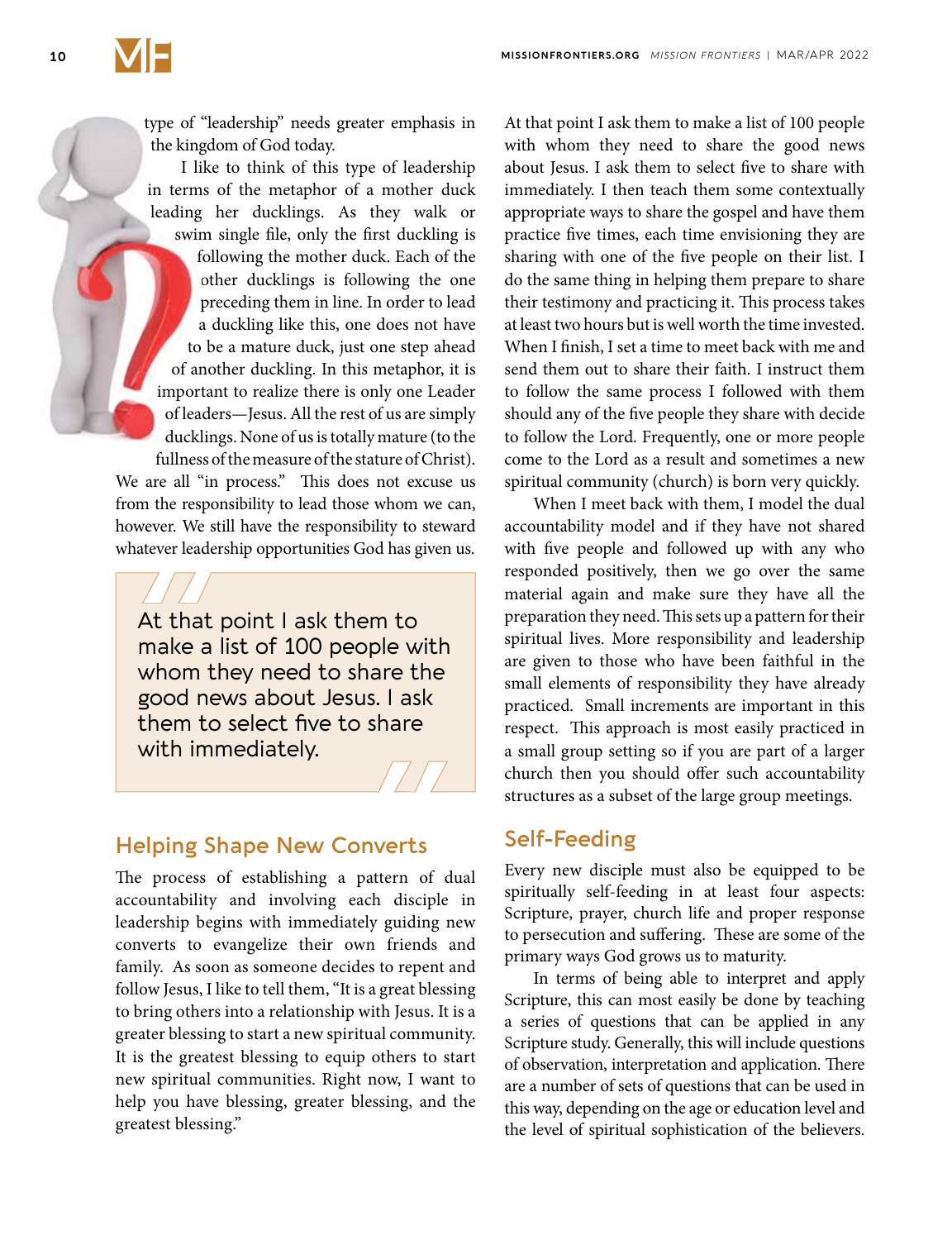type of "leadership" needs greater emphasis in the kingdom of God today.

I like to think of this type of leadership in terms of the metaphor of a mother duck leading her ducklings. As they walk or swim single file, only the first duckling is following the mother duck. Each of the other ducklings is following the one preceding them in line. In order to lead a duckling like this, one does not have to be a mature duck, just one step ahead of another duckling. In this metaphor, it is important to realize there is only one Leader of leaders—Jesus. All the rest of us are simply ducklings. None of us is totally mature (to the fullness of the measure of the stature of Christ). We are all "in process." This does not excuse us from the responsibility to lead those whom we can, however. We still have the responsibility to steward whatever leadership opportunities God has given us.

> At that point I ask them to make a list of 100 people with whom they need to share the good news about Jesus. I ask them to select five to share with immediately.

## Helping Shape New Converts

The process of establishing a pattern of dual accountability and involving each disciple in leadership begins with immediately guiding new converts to evangelize their own friends and family. As soon as someone decides to repent and follow Jesus, I like to tell them, "It is a great blessing to bring others into a relationship with Jesus. It is a greater blessing to start a new spiritual community. It is the greatest blessing to equip others to start new spiritual communities. Right now, I want to help you have blessing, greater blessing, and the greatest blessing."

At that point I ask them to make a list of 100 people with whom they need to share the good news about Jesus. I ask them to select five to share with immediately. I then teach them some contextually appropriate ways to share the gospel and have them practice five times, each time envisioning they are sharing with one of the five people on their list. I do the same thing in helping them prepare to share their testimony and practicing it. This process takes at least two hours but is well worth the time invested. When I finish, I set a time to meet back with me and send them out to share their faith. I instruct them to follow the same process I followed with them should any of the five people they share with decide to follow the Lord. Frequently, one or more people come to the Lord as a result and sometimes a new spiritual community (church) is born very quickly.

When I meet back with them, I model the dual accountability model and if they have not shared with five people and followed up with any who responded positively, then we go over the same material again and make sure they have all the preparation they need. This sets up a pattern for their spiritual lives. More responsibility and leadership are given to those who have been faithful in the small elements of responsibility they have already practiced. Small increments are important in this respect. This approach is most easily practiced in a small group setting so if you are part of a larger church then you should offer such accountability structures as a subset of the large group meetings.

## Self-Feeding

Every new disciple must also be equipped to be spiritually self-feeding in at least four aspects: Scripture, prayer, church life and proper response to persecution and suffering. These are some of the primary ways God grows us to maturity.

In terms of being able to interpret and apply Scripture, this can most easily be done by teaching a series of questions that can be applied in any Scripture study. Generally, this will include questions of observation, interpretation and application. There are a number of sets of questions that can be used in this way, depending on the age or education level and the level of spiritual sophistication of the believers.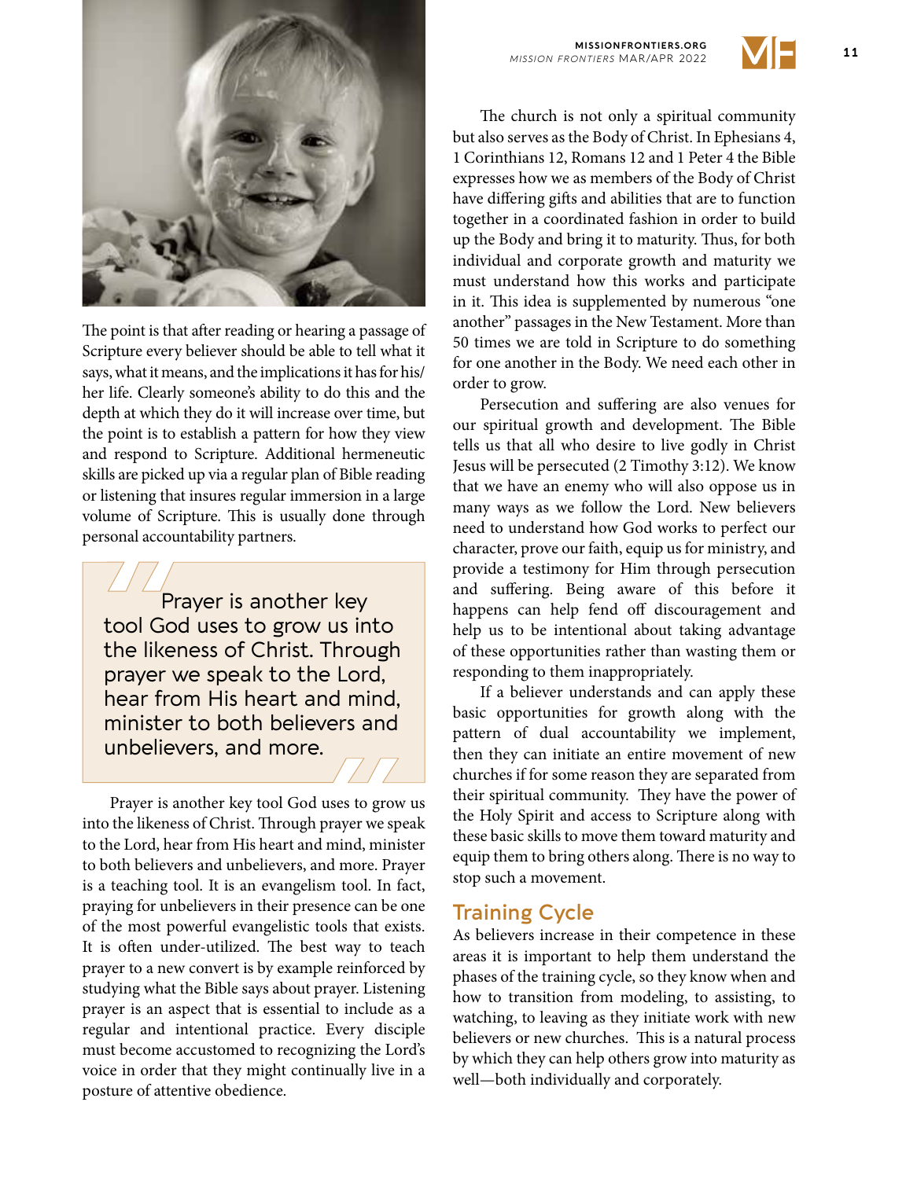The point is that after reading or hearing a passage of Scripture every believer should be able to tell what it says, what it means, and the implications it has for his/her life. Clearly someone's ability to do this and the depth at which they do it will increase over time, but the point is to establish a pattern for how they view and respond to Scripture. Additional hermeneutic skills are picked up via a regular plan of Bible reading or listening that insures regular immersion in a large volume of Scripture. This is usually done through personal accountability partners.

> Prayer is another key tool God uses to grow us into the likeness of Christ. Through prayer we speak to the Lord, hear from His heart and mind, minister to both believers and unbelievers, and more.

Prayer is another key tool God uses to grow us into the likeness of Christ. Through prayer we speak to the Lord, hear from His heart and mind, minister to both believers and unbelievers, and more. Prayer is a teaching tool. It is an evangelism tool. In fact, praying for unbelievers in their presence can be one of the most powerful evangelistic tools that exists. It is often under-utilized. The best way to teach prayer to a new convert is by example reinforced by studying what the Bible says about prayer. Listening prayer is an aspect that is essential to include as a regular and intentional practice. Every disciple must become accustomed to recognizing the Lord's voice in order that they might continually live in a posture of attentive obedience.

The church is not only a spiritual community but also serves as the Body of Christ. In Ephesians 4, 1 Corinthians 12, Romans 12 and 1 Peter 4 the Bible expresses how we as members of the Body of Christ have differing gifts and abilities that are to function together in a coordinated fashion in order to build up the Body and bring it to maturity. Thus, for both individual and corporate growth and maturity we must understand how this works and participate in it. This idea is supplemented by numerous "one another" passages in the New Testament. More than 50 times we are told in Scripture to do something for one another in the Body. We need each other in order to grow.

Persecution and suffering are also venues for our spiritual growth and development. The Bible tells us that all who desire to live godly in Christ Jesus will be persecuted (2 Timothy 3:12). We know that we have an enemy who will also oppose us in many ways as we follow the Lord. New believers need to understand how God works to perfect our character, prove our faith, equip us for ministry, and provide a testimony for Him through persecution and suffering. Being aware of this before it happens can help fend off discouragement and help us to be intentional about taking advantage of these opportunities rather than wasting them or responding to them inappropriately.

If a believer understands and can apply these basic opportunities for growth along with the pattern of dual accountability we implement, then they can initiate an entire movement of new churches if for some reason they are separated from their spiritual community. They have the power of the Holy Spirit and access to Scripture along with these basic skills to move them toward maturity and equip them to bring others along. There is no way to stop such a movement.

## Training Cycle

As believers increase in their competence in these areas it is important to help them understand the phases of the training cycle, so they know when and how to transition from modeling, to assisting, to watching, to leaving as they initiate work with new believers or new churches. This is a natural process by which they can help others grow into maturity as well—both individually and corporately.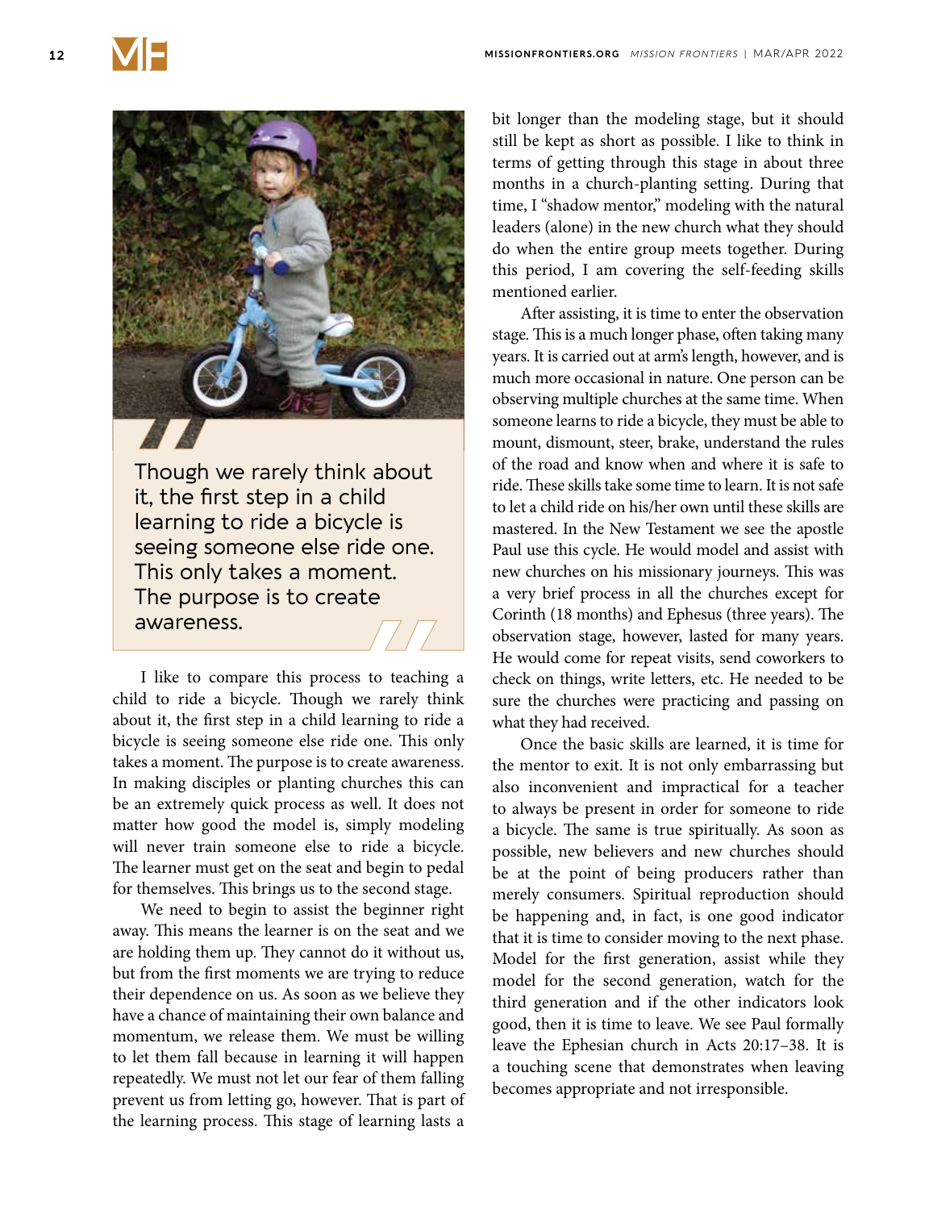> Though we rarely think about it, the first step in a child learning to ride a bicycle is seeing someone else ride one. This only takes a moment. The purpose is to create awareness.

I like to compare this process to teaching a child to ride a bicycle. Though we rarely think about it, the first step in a child learning to ride a bicycle is seeing someone else ride one. This only takes a moment. The purpose is to create awareness. In making disciples or planting churches this can be an extremely quick process as well. It does not matter how good the model is, simply modeling will never train someone else to ride a bicycle. The learner must get on the seat and begin to pedal for themselves. This brings us to the second stage.

We need to begin to assist the beginner right away. This means the learner is on the seat and we are holding them up. They cannot do it without us, but from the first moments we are trying to reduce their dependence on us. As soon as we believe they have a chance of maintaining their own balance and momentum, we release them. We must be willing to let them fall because in learning it will happen repeatedly. We must not let our fear of them falling prevent us from letting go, however. That is part of the learning process. This stage of learning lasts a bit longer than the modeling stage, but it should still be kept as short as possible. I like to think in terms of getting through this stage in about three months in a church-planting setting. During that time, I "shadow mentor," modeling with the natural leaders (alone) in the new church what they should do when the entire group meets together. During this period, I am covering the self-feeding skills mentioned earlier.

After assisting, it is time to enter the observation stage. This is a much longer phase, often taking many years. It is carried out at arm's length, however, and is much more occasional in nature. One person can be observing multiple churches at the same time. When someone learns to ride a bicycle, they must be able to mount, dismount, steer, brake, understand the rules of the road and know when and where it is safe to ride. These skills take some time to learn. It is not safe to let a child ride on his/her own until these skills are mastered. In the New Testament we see the apostle Paul use this cycle. He would model and assist with new churches on his missionary journeys. This was a very brief process in all the churches except for Corinth (18 months) and Ephesus (three years). The observation stage, however, lasted for many years. He would come for repeat visits, send coworkers to check on things, write letters, etc. He needed to be sure the churches were practicing and passing on what they had received.

Once the basic skills are learned, it is time for the mentor to exit. It is not only embarrassing but also inconvenient and impractical for a teacher to always be present in order for someone to ride a bicycle. The same is true spiritually. As soon as possible, new believers and new churches should be at the point of being producers rather than merely consumers. Spiritual reproduction should be happening and, in fact, is one good indicator that it is time to consider moving to the next phase. Model for the first generation, assist while they model for the second generation, watch for the third generation and if the other indicators look good, then it is time to leave. We see Paul formally leave the Ephesian church in Acts 20:17–38. It is a touching scene that demonstrates when leaving becomes appropriate and not irresponsible.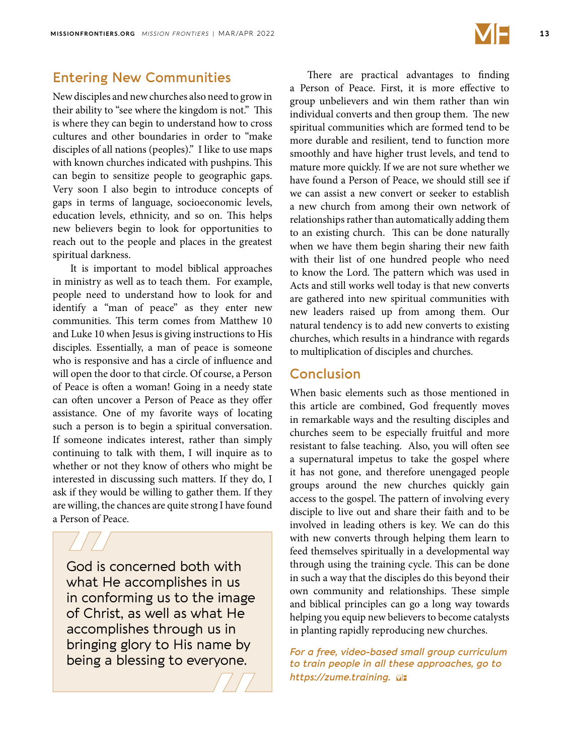## Entering New Communities

New disciples and new churches also need to grow in their ability to "see where the kingdom is not." This is where they can begin to understand how to cross cultures and other boundaries in order to "make disciples of all nations (peoples)." I like to use maps with known churches indicated with pushpins. This can begin to sensitize people to geographic gaps. Very soon I also begin to introduce concepts of gaps in terms of language, socioeconomic levels, education levels, ethnicity, and so on. This helps new believers begin to look for opportunities to reach out to the people and places in the greatest spiritual darkness.

It is important to model biblical approaches in ministry as well as to teach them. For example, people need to understand how to look for and identify a "man of peace" as they enter new communities. This term comes from Matthew 10 and Luke 10 when Jesus is giving instructions to His disciples. Essentially, a man of peace is someone who is responsive and has a circle of influence and will open the door to that circle. Of course, a Person of Peace is often a woman! Going in a needy state can often uncover a Person of Peace as they offer assistance. One of my favorite ways of locating such a person is to begin a spiritual conversation. If someone indicates interest, rather than simply continuing to talk with them, I will inquire as to whether or not they know of others who might be interested in discussing such matters. If they do, I ask if they would be willing to gather them. If they are willing, the chances are quite strong I have found a Person of Peace.

> God is concerned both with what He accomplishes in us in conforming us to the image of Christ, as well as what He accomplishes through us in bringing glory to His name by being a blessing to everyone.

There are practical advantages to finding a Person of Peace. First, it is more effective to group unbelievers and win them rather than win individual converts and then group them. The new spiritual communities which are formed tend to be more durable and resilient, tend to function more smoothly and have higher trust levels, and tend to mature more quickly. If we are not sure whether we have found a Person of Peace, we should still see if we can assist a new convert or seeker to establish a new church from among their own network of relationships rather than automatically adding them to an existing church. This can be done naturally when we have them begin sharing their new faith with their list of one hundred people who need to know the Lord. The pattern which was used in Acts and still works well today is that new converts are gathered into new spiritual communities with new leaders raised up from among them. Our natural tendency is to add new converts to existing churches, which results in a hindrance with regards to multiplication of disciples and churches.

## Conclusion

When basic elements such as those mentioned in this article are combined, God frequently moves in remarkable ways and the resulting disciples and churches seem to be especially fruitful and more resistant to false teaching. Also, you will often see a supernatural impetus to take the gospel where it has not gone, and therefore unengaged people groups around the new churches quickly gain access to the gospel. The pattern of involving every disciple to live out and share their faith and to be involved in leading others is key. We can do this with new converts through helping them learn to feed themselves spiritually in a developmental way through using the training cycle. This can be done in such a way that the disciples do this beyond their own community and relationships. These simple and biblical principles can go a long way towards helping you equip new believers to become catalysts in planting rapidly reproducing new churches.

*For a free, video-based small group curriculum to train people in all these approaches, go to https://zume.training.*